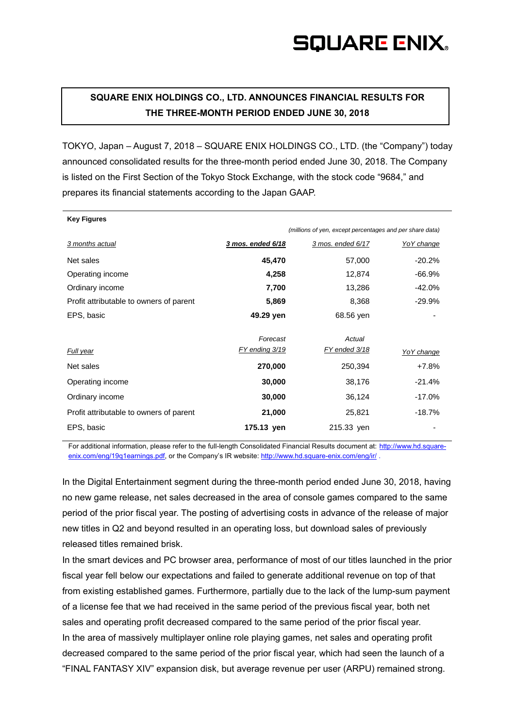SQUARE ENIX

# SQUARE ENIX HOLDINGS CO., LTD. ANNOUNCES FINANCIAL RESULTS FOR THE THREE-MONTH PERIOD ENDED JUNE 30, 2018

TOKYO, Japan – August 7, 2018 – SQUARE ENIX HOLDINGS CO., LTD. (the "Company") today announced consolidated results for the three-month period ended June 30, 2018. The Company is listed on the First Section of the Tokyo Stock Exchange, with the stock code "9684," and prepares its financial statements according to the Japan GAAP.

**Key Figures**

*(millions of yen, except percentages and per share data)*

| *3 months actual* | ***3 mos. ended 6/18*** | *3 mos. ended 6/17* | *YoY change* |
|---|---|---|---|
| Net sales | **45,470** | 57,000 | -20.2% |
| Operating income | **4,258** | 12,874 | -66.9% |
| Ordinary income | **7,700** | 13,286 | -42.0% |
| Profit attributable to owners of parent | **5,869** | 8,368 | -29.9% |
| EPS, basic | **49.29 yen** | 68.56 yen | - |

| *Full year* | *Forecast FY ending 3/19* | *Actual FY ended 3/18* | *YoY change* |
|---|---|---|---|
| Net sales | **270,000** | 250,394 | +7.8% |
| Operating income | **30,000** | 38,176 | -21.4% |
| Ordinary income | **30,000** | 36,124 | -17.0% |
| Profit attributable to owners of parent | **21,000** | 25,821 | -18.7% |
| EPS, basic | **175.13 yen** | 215.33 yen | - |

For additional information, please refer to the full-length Consolidated Financial Results document at: http://www.hd.square-enix.com/eng/19q1earnings.pdf, or the Company's IR website: http://www.hd.square-enix.com/eng/ir/ .

In the Digital Entertainment segment during the three-month period ended June 30, 2018, having no new game release, net sales decreased in the area of console games compared to the same period of the prior fiscal year. The posting of advertising costs in advance of the release of major new titles in Q2 and beyond resulted in an operating loss, but download sales of previously released titles remained brisk.

In the smart devices and PC browser area, performance of most of our titles launched in the prior fiscal year fell below our expectations and failed to generate additional revenue on top of that from existing established games. Furthermore, partially due to the lack of the lump-sum payment of a license fee that we had received in the same period of the previous fiscal year, both net sales and operating profit decreased compared to the same period of the prior fiscal year.

In the area of massively multiplayer online role playing games, net sales and operating profit decreased compared to the same period of the prior fiscal year, which had seen the launch of a "FINAL FANTASY XIV" expansion disk, but average revenue per user (ARPU) remained strong.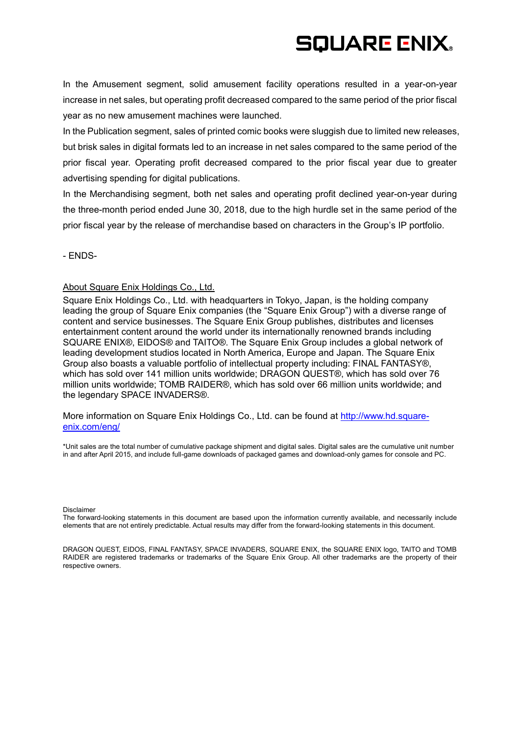In the Amusement segment, solid amusement facility operations resulted in a year-on-year increase in net sales, but operating profit decreased compared to the same period of the prior fiscal year as no new amusement machines were launched.

In the Publication segment, sales of printed comic books were sluggish due to limited new releases, but brisk sales in digital formats led to an increase in net sales compared to the same period of the prior fiscal year. Operating profit decreased compared to the prior fiscal year due to greater advertising spending for digital publications.

In the Merchandising segment, both net sales and operating profit declined year-on-year during the three-month period ended June 30, 2018, due to the high hurdle set in the same period of the prior fiscal year by the release of merchandise based on characters in the Group's IP portfolio.

- ENDS-

About Square Enix Holdings Co., Ltd.

Square Enix Holdings Co., Ltd. with headquarters in Tokyo, Japan, is the holding company leading the group of Square Enix companies (the "Square Enix Group") with a diverse range of content and service businesses. The Square Enix Group publishes, distributes and licenses entertainment content around the world under its internationally renowned brands including SQUARE ENIX®, EIDOS® and TAITO®. The Square Enix Group includes a global network of leading development studios located in North America, Europe and Japan. The Square Enix Group also boasts a valuable portfolio of intellectual property including: FINAL FANTASY®, which has sold over 141 million units worldwide; DRAGON QUEST®, which has sold over 76 million units worldwide; TOMB RAIDER®, which has sold over 66 million units worldwide; and the legendary SPACE INVADERS®.

More information on Square Enix Holdings Co., Ltd. can be found at http://www.hd.square-enix.com/eng/

*Unit sales are the total number of cumulative package shipment and digital sales. Digital sales are the cumulative unit number in and after April 2015, and include full-game downloads of packaged games and download-only games for console and PC.

Disclaimer

The forward-looking statements in this document are based upon the information currently available, and necessarily include elements that are not entirely predictable. Actual results may differ from the forward-looking statements in this document.

DRAGON QUEST, EIDOS, FINAL FANTASY, SPACE INVADERS, SQUARE ENIX, the SQUARE ENIX logo, TAITO and TOMB RAIDER are registered trademarks or trademarks of the Square Enix Group. All other trademarks are the property of their respective owners.